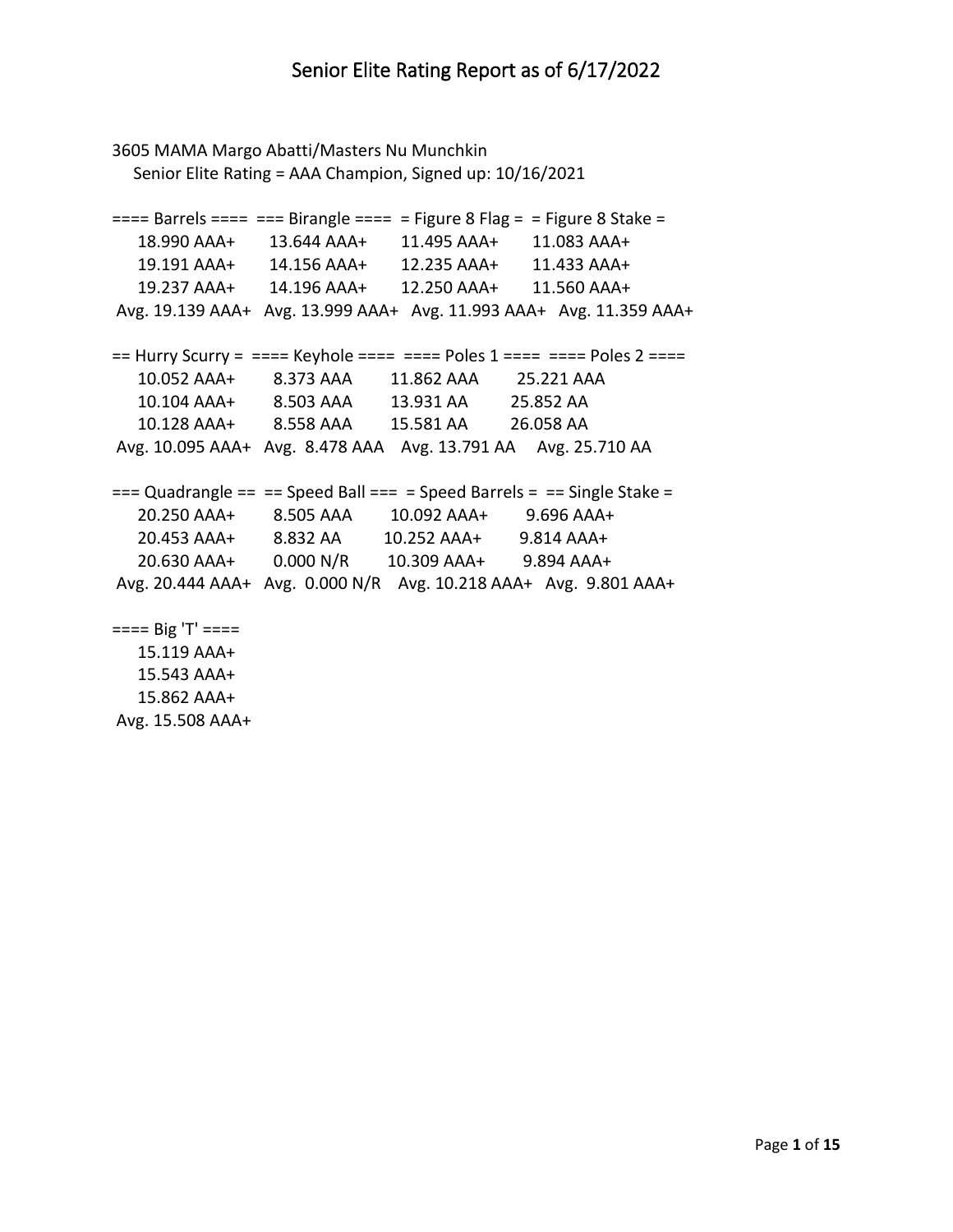# Senior Elite Rating Report as of 6/17/2022

3605 MAMA Margo Abatti/Masters Nu Munchkin
Senior Elite Rating = AAA Champion, Signed up: 10/16/2021

| ==== Barrels ==== | === Birangle ==== | = Figure 8 Flag = | = Figure 8 Stake = |
|---|---|---|---|
| 18.990 AAA+ | 13.644 AAA+ | 11.495 AAA+ | 11.083 AAA+ |
| 19.191 AAA+ | 14.156 AAA+ | 12.235 AAA+ | 11.433 AAA+ |
| 19.237 AAA+ | 14.196 AAA+ | 12.250 AAA+ | 11.560 AAA+ |
| Avg. 19.139 AAA+ | Avg. 13.999 AAA+ | Avg. 11.993 AAA+ | Avg. 11.359 AAA+ |

| == Hurry Scurry = | ==== Keyhole ==== | ==== Poles 1 ==== | ==== Poles 2 ==== |
|---|---|---|---|
| 10.052 AAA+ | 8.373 AAA | 11.862 AAA | 25.221 AAA |
| 10.104 AAA+ | 8.503 AAA | 13.931 AA | 25.852 AA |
| 10.128 AAA+ | 8.558 AAA | 15.581 AA | 26.058 AA |
| Avg. 10.095 AAA+ | Avg. 8.478 AAA | Avg. 13.791 AA | Avg. 25.710 AA |

| === Quadrangle == | == Speed Ball === | = Speed Barrels = | == Single Stake = |
|---|---|---|---|
| 20.250 AAA+ | 8.505 AAA | 10.092 AAA+ | 9.696 AAA+ |
| 20.453 AAA+ | 8.832 AA | 10.252 AAA+ | 9.814 AAA+ |
| 20.630 AAA+ | 0.000 N/R | 10.309 AAA+ | 9.894 AAA+ |
| Avg. 20.444 AAA+ | Avg. 0.000 N/R | Avg. 10.218 AAA+ | Avg. 9.801 AAA+ |

| ==== Big 'T' ==== |
|---|
| 15.119 AAA+ |
| 15.543 AAA+ |
| 15.862 AAA+ |
| Avg. 15.508 AAA+ |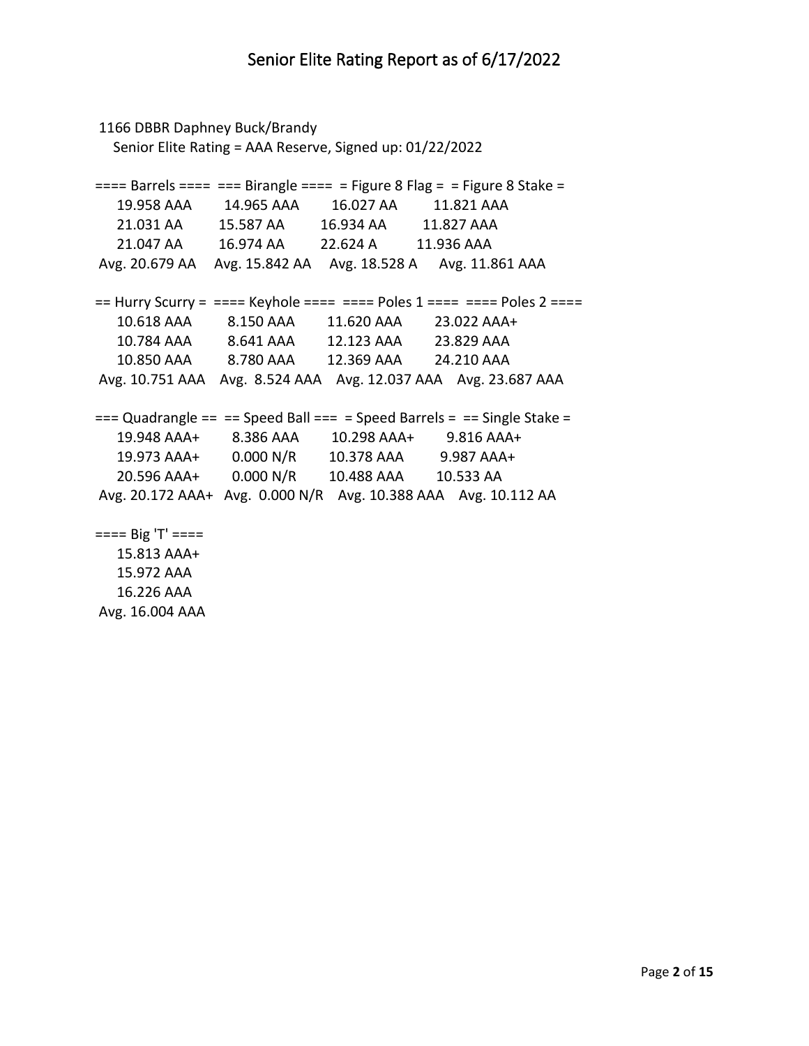# Senior Elite Rating Report as of 6/17/2022

1166 DBBR Daphney Buck/Brandy
Senior Elite Rating = AAA Reserve, Signed up: 01/22/2022

| ==== Barrels ==== | === Birangle ==== | = Figure 8 Flag = | = Figure 8 Stake = |
|---|---|---|---|
| 19.958 AAA | 14.965 AAA | 16.027 AA | 11.821 AAA |
| 21.031 AA | 15.587 AA | 16.934 AA | 11.827 AAA |
| 21.047 AA | 16.974 AA | 22.624 A | 11.936 AAA |
| Avg. 20.679 AA | Avg. 15.842 AA | Avg. 18.528 A | Avg. 11.861 AAA |

| == Hurry Scurry = | ==== Keyhole ==== | ==== Poles 1 ==== | ==== Poles 2 ==== |
|---|---|---|---|
| 10.618 AAA | 8.150 AAA | 11.620 AAA | 23.022 AAA+ |
| 10.784 AAA | 8.641 AAA | 12.123 AAA | 23.829 AAA |
| 10.850 AAA | 8.780 AAA | 12.369 AAA | 24.210 AAA |
| Avg. 10.751 AAA | Avg. 8.524 AAA | Avg. 12.037 AAA | Avg. 23.687 AAA |

| === Quadrangle == | == Speed Ball === | = Speed Barrels = | == Single Stake = |
|---|---|---|---|
| 19.948 AAA+ | 8.386 AAA | 10.298 AAA+ | 9.816 AAA+ |
| 19.973 AAA+ | 0.000 N/R | 10.378 AAA | 9.987 AAA+ |
| 20.596 AAA+ | 0.000 N/R | 10.488 AAA | 10.533 AA |
| Avg. 20.172 AAA+ | Avg. 0.000 N/R | Avg. 10.388 AAA | Avg. 10.112 AA |

| ==== Big 'T' ==== |
|---|
| 15.813 AAA+ |
| 15.972 AAA |
| 16.226 AAA |
| Avg. 16.004 AAA |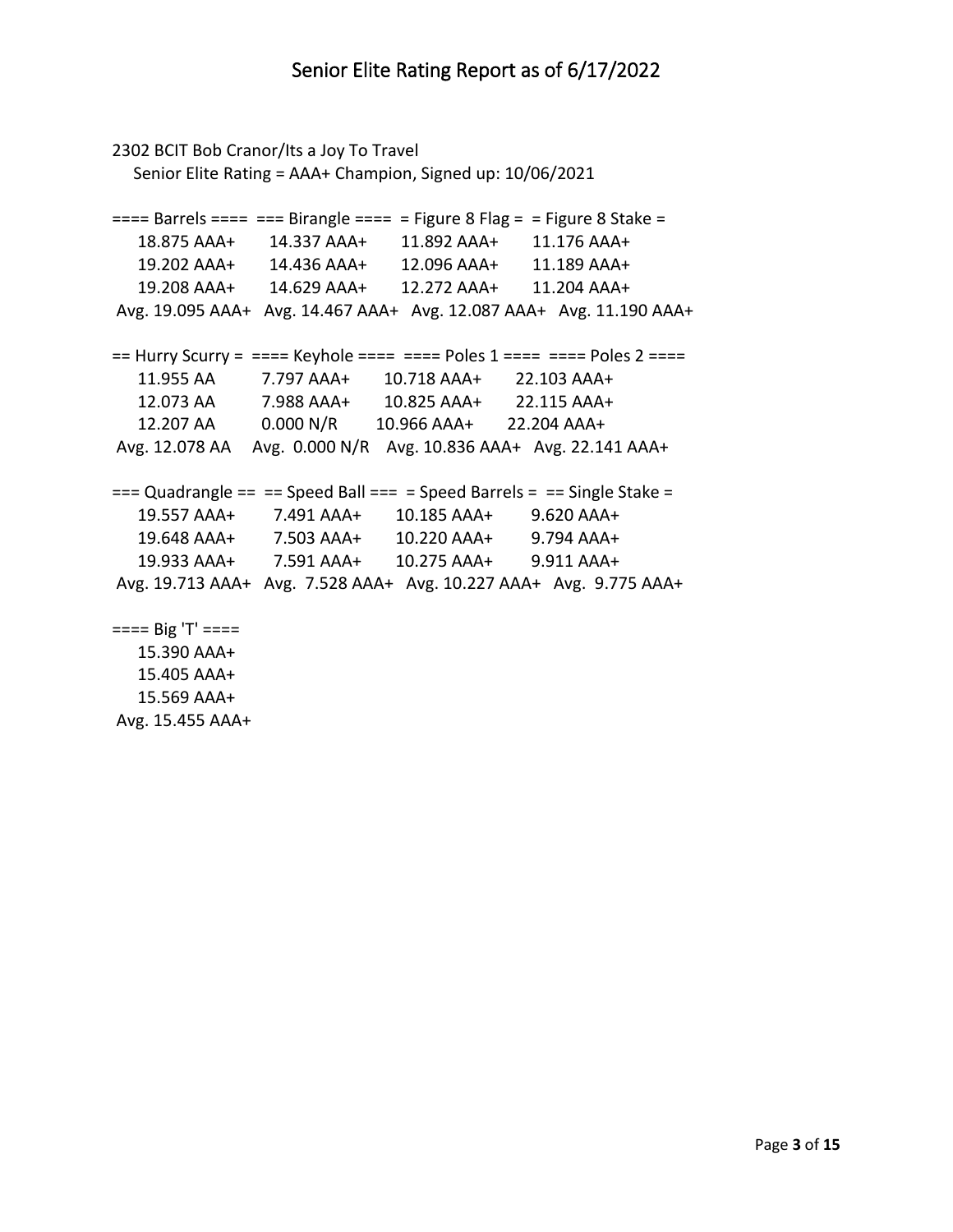# Senior Elite Rating Report as of 6/17/2022

2302 BCIT Bob Cranor/Its a Joy To Travel
Senior Elite Rating = AAA+ Champion, Signed up: 10/06/2021

| ==== Barrels ==== | === Birangle ==== | = Figure 8 Flag = | = Figure 8 Stake = |
|---|---|---|---|
| 18.875 AAA+ | 14.337 AAA+ | 11.892 AAA+ | 11.176 AAA+ |
| 19.202 AAA+ | 14.436 AAA+ | 12.096 AAA+ | 11.189 AAA+ |
| 19.208 AAA+ | 14.629 AAA+ | 12.272 AAA+ | 11.204 AAA+ |
| Avg. 19.095 AAA+ | Avg. 14.467 AAA+ | Avg. 12.087 AAA+ | Avg. 11.190 AAA+ |

| == Hurry Scurry = | ==== Keyhole ==== | ==== Poles 1 ==== | ==== Poles 2 ==== |
|---|---|---|---|
| 11.955 AA | 7.797 AAA+ | 10.718 AAA+ | 22.103 AAA+ |
| 12.073 AA | 7.988 AAA+ | 10.825 AAA+ | 22.115 AAA+ |
| 12.207 AA | 0.000 N/R | 10.966 AAA+ | 22.204 AAA+ |
| Avg. 12.078 AA | Avg. 0.000 N/R | Avg. 10.836 AAA+ | Avg. 22.141 AAA+ |

| === Quadrangle == | == Speed Ball === | = Speed Barrels = | == Single Stake = |
|---|---|---|---|
| 19.557 AAA+ | 7.491 AAA+ | 10.185 AAA+ | 9.620 AAA+ |
| 19.648 AAA+ | 7.503 AAA+ | 10.220 AAA+ | 9.794 AAA+ |
| 19.933 AAA+ | 7.591 AAA+ | 10.275 AAA+ | 9.911 AAA+ |
| Avg. 19.713 AAA+ | Avg. 7.528 AAA+ | Avg. 10.227 AAA+ | Avg. 9.775 AAA+ |

| ==== Big 'T' ==== |
|---|
| 15.390 AAA+ |
| 15.405 AAA+ |
| 15.569 AAA+ |
| Avg. 15.455 AAA+ |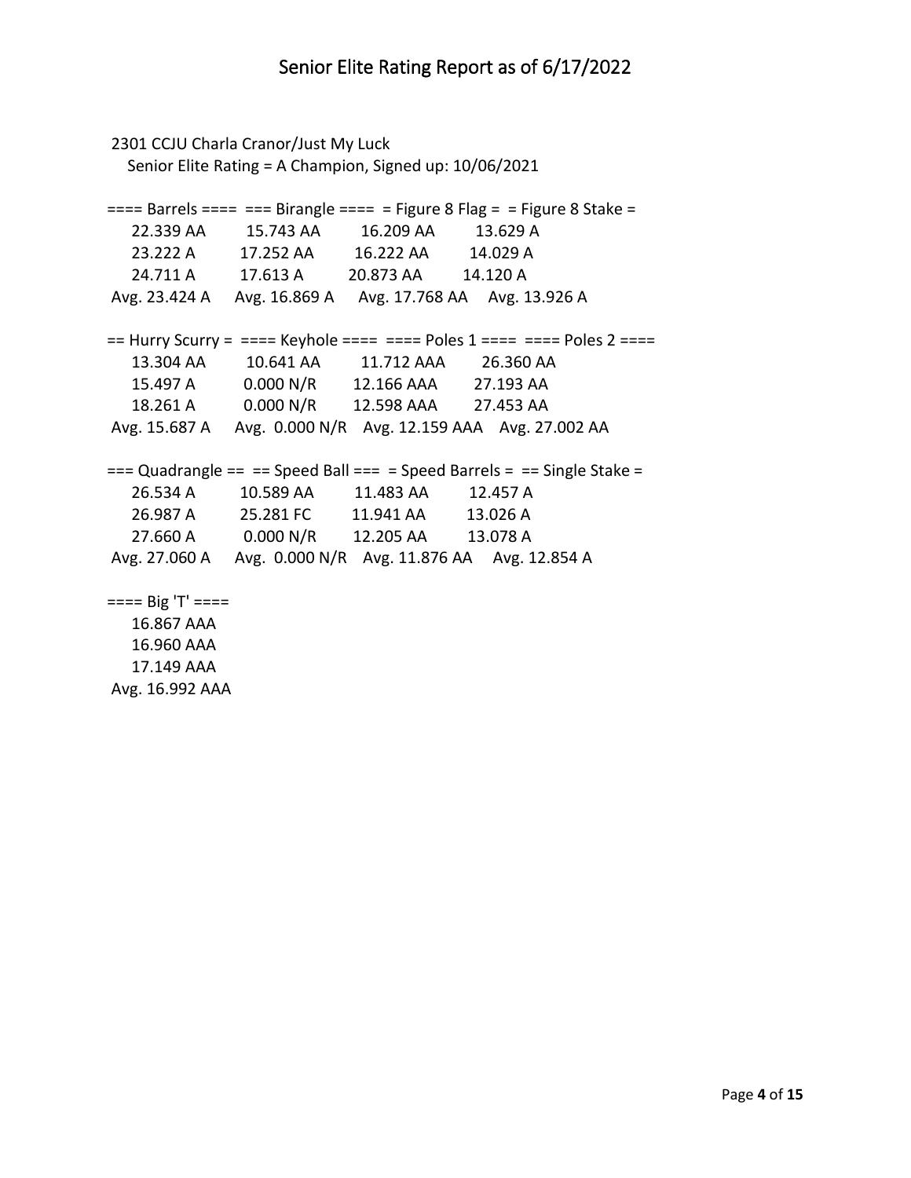# Senior Elite Rating Report as of 6/17/2022

2301 CCJU Charla Cranor/Just My Luck

Senior Elite Rating = A Champion, Signed up: 10/06/2021

| ==== Barrels ==== | === Birangle ==== | = Figure 8 Flag = | = Figure 8 Stake = |
|---|---|---|---|
| 22.339 AA | 15.743 AA | 16.209 AA | 13.629 A |
| 23.222 A | 17.252 AA | 16.222 AA | 14.029 A |
| 24.711 A | 17.613 A | 20.873 AA | 14.120 A |
| Avg. 23.424 A | Avg. 16.869 A | Avg. 17.768 AA | Avg. 13.926 A |

| == Hurry Scurry = | ==== Keyhole ==== | ==== Poles 1 ==== | ==== Poles 2 ==== |
|---|---|---|---|
| 13.304 AA | 10.641 AA | 11.712 AAA | 26.360 AA |
| 15.497 A | 0.000 N/R | 12.166 AAA | 27.193 AA |
| 18.261 A | 0.000 N/R | 12.598 AAA | 27.453 AA |
| Avg. 15.687 A | Avg. 0.000 N/R | Avg. 12.159 AAA | Avg. 27.002 AA |

| === Quadrangle == | == Speed Ball === | = Speed Barrels = | == Single Stake = |
|---|---|---|---|
| 26.534 A | 10.589 AA | 11.483 AA | 12.457 A |
| 26.987 A | 25.281 FC | 11.941 AA | 13.026 A |
| 27.660 A | 0.000 N/R | 12.205 AA | 13.078 A |
| Avg. 27.060 A | Avg. 0.000 N/R | Avg. 11.876 AA | Avg. 12.854 A |

| ==== Big 'T' ==== |
|---|
| 16.867 AAA |
| 16.960 AAA |
| 17.149 AAA |
| Avg. 16.992 AAA |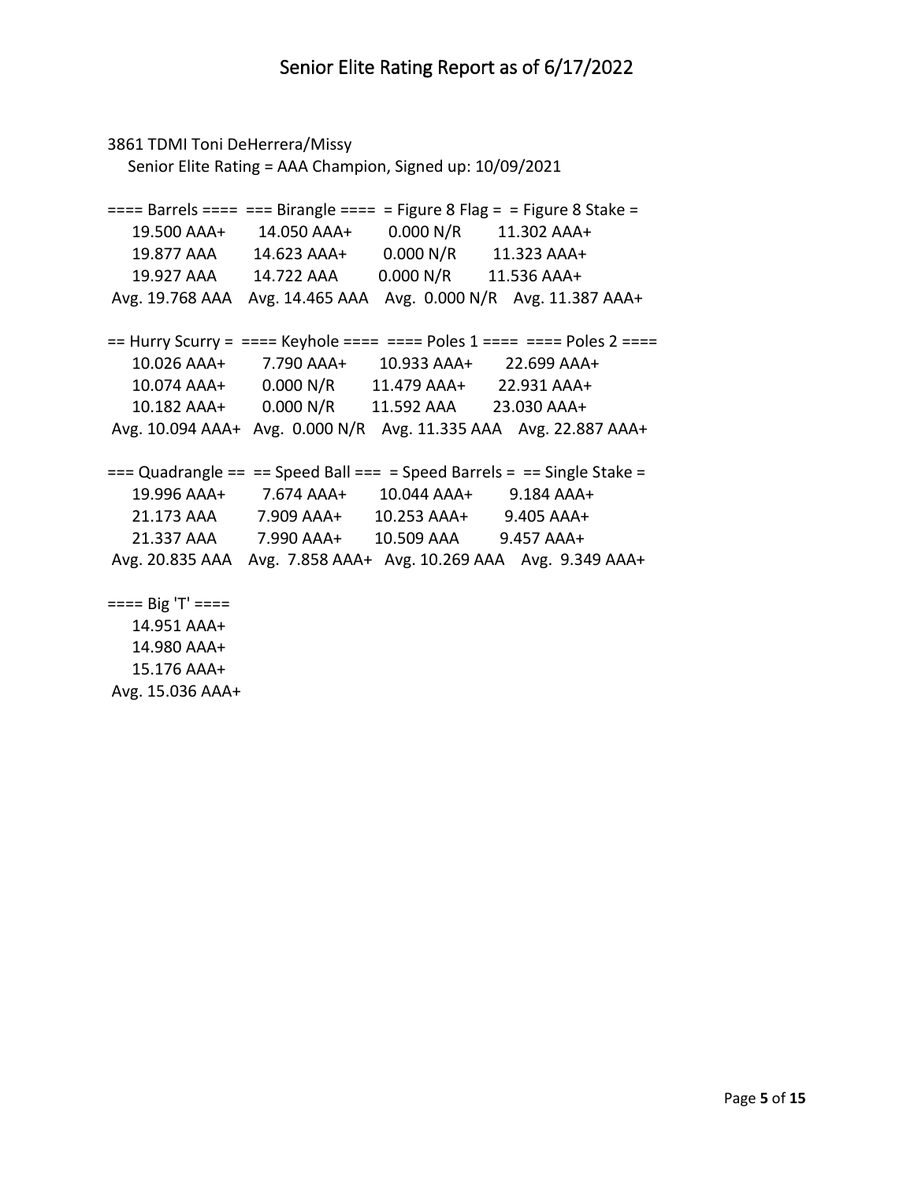# Senior Elite Rating Report as of 6/17/2022

3861 TDMI Toni DeHerrera/Missy

Senior Elite Rating = AAA Champion, Signed up: 10/09/2021

| ==== Barrels ==== | === Birangle ==== | = Figure 8 Flag = | = Figure 8 Stake = |
|---|---|---|---|
| 19.500 AAA+ | 14.050 AAA+ | 0.000 N/R | 11.302 AAA+ |
| 19.877 AAA | 14.623 AAA+ | 0.000 N/R | 11.323 AAA+ |
| 19.927 AAA | 14.722 AAA | 0.000 N/R | 11.536 AAA+ |
| Avg. 19.768 AAA | Avg. 14.465 AAA | Avg. 0.000 N/R | Avg. 11.387 AAA+ |

| == Hurry Scurry = | ==== Keyhole ==== | ==== Poles 1 ==== | ==== Poles 2 ==== |
|---|---|---|---|
| 10.026 AAA+ | 7.790 AAA+ | 10.933 AAA+ | 22.699 AAA+ |
| 10.074 AAA+ | 0.000 N/R | 11.479 AAA+ | 22.931 AAA+ |
| 10.182 AAA+ | 0.000 N/R | 11.592 AAA | 23.030 AAA+ |
| Avg. 10.094 AAA+ | Avg. 0.000 N/R | Avg. 11.335 AAA | Avg. 22.887 AAA+ |

| === Quadrangle == | == Speed Ball === | = Speed Barrels = | == Single Stake = |
|---|---|---|---|
| 19.996 AAA+ | 7.674 AAA+ | 10.044 AAA+ | 9.184 AAA+ |
| 21.173 AAA | 7.909 AAA+ | 10.253 AAA+ | 9.405 AAA+ |
| 21.337 AAA | 7.990 AAA+ | 10.509 AAA | 9.457 AAA+ |
| Avg. 20.835 AAA | Avg. 7.858 AAA+ | Avg. 10.269 AAA | Avg. 9.349 AAA+ |

| ==== Big 'T' ==== |
|---|
| 14.951 AAA+ |
| 14.980 AAA+ |
| 15.176 AAA+ |
| Avg. 15.036 AAA+ |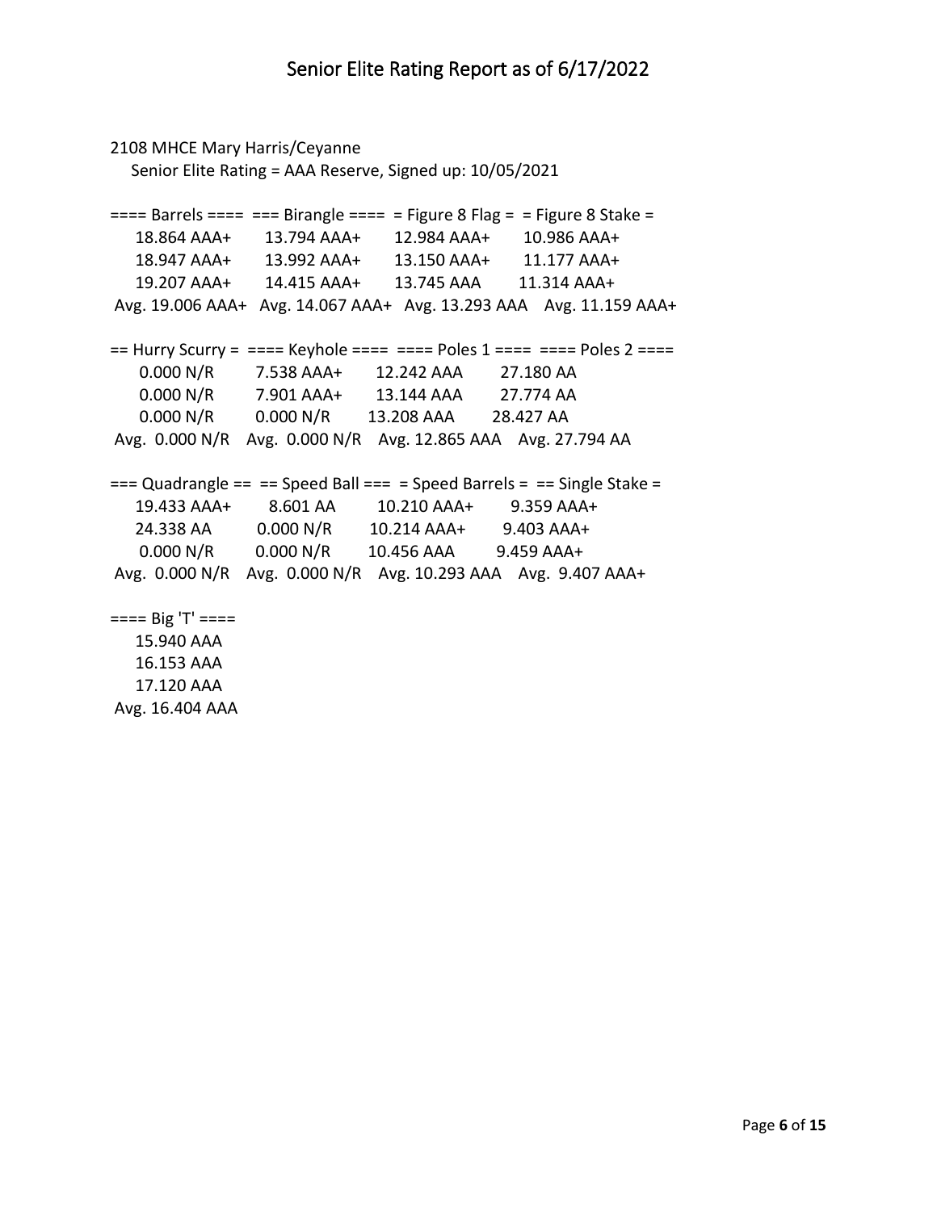# Senior Elite Rating Report as of 6/17/2022

2108 MHCE Mary Harris/Ceyanne

Senior Elite Rating = AAA Reserve, Signed up: 10/05/2021

| ==== Barrels ==== | === Birangle ==== | = Figure 8 Flag = | = Figure 8 Stake = |
|---|---|---|---|
| 18.864 AAA+ | 13.794 AAA+ | 12.984 AAA+ | 10.986 AAA+ |
| 18.947 AAA+ | 13.992 AAA+ | 13.150 AAA+ | 11.177 AAA+ |
| 19.207 AAA+ | 14.415 AAA+ | 13.745 AAA | 11.314 AAA+ |
| Avg. 19.006 AAA+ | Avg. 14.067 AAA+ | Avg. 13.293 AAA | Avg. 11.159 AAA+ |

| == Hurry Scurry = | ==== Keyhole ==== | ==== Poles 1 ==== | ==== Poles 2 ==== |
|---|---|---|---|
| 0.000 N/R | 7.538 AAA+ | 12.242 AAA | 27.180 AA |
| 0.000 N/R | 7.901 AAA+ | 13.144 AAA | 27.774 AA |
| 0.000 N/R | 0.000 N/R | 13.208 AAA | 28.427 AA |
| Avg. 0.000 N/R | Avg. 0.000 N/R | Avg. 12.865 AAA | Avg. 27.794 AA |

| === Quadrangle == | == Speed Ball === | = Speed Barrels = | == Single Stake = |
|---|---|---|---|
| 19.433 AAA+ | 8.601 AA | 10.210 AAA+ | 9.359 AAA+ |
| 24.338 AA | 0.000 N/R | 10.214 AAA+ | 9.403 AAA+ |
| 0.000 N/R | 0.000 N/R | 10.456 AAA | 9.459 AAA+ |
| Avg. 0.000 N/R | Avg. 0.000 N/R | Avg. 10.293 AAA | Avg. 9.407 AAA+ |

| ==== Big 'T' ==== |
|---|
| 15.940 AAA |
| 16.153 AAA |
| 17.120 AAA |
| Avg. 16.404 AAA |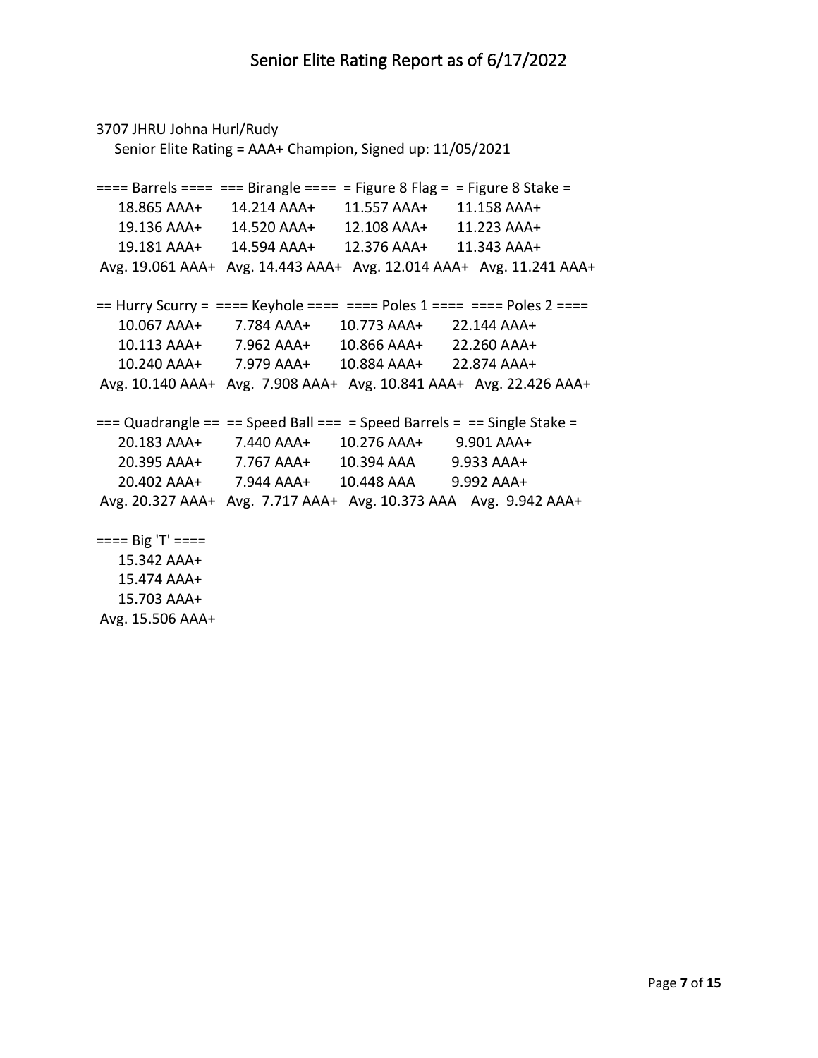# Senior Elite Rating Report as of 6/17/2022

3707 JHRU Johna Hurl/Rudy

Senior Elite Rating = AAA+ Champion, Signed up: 11/05/2021

| ==== Barrels ==== | === Birangle ==== | = Figure 8 Flag = | = Figure 8 Stake = |
|---|---|---|---|
| 18.865 AAA+ | 14.214 AAA+ | 11.557 AAA+ | 11.158 AAA+ |
| 19.136 AAA+ | 14.520 AAA+ | 12.108 AAA+ | 11.223 AAA+ |
| 19.181 AAA+ | 14.594 AAA+ | 12.376 AAA+ | 11.343 AAA+ |
| Avg. 19.061 AAA+ | Avg. 14.443 AAA+ | Avg. 12.014 AAA+ | Avg. 11.241 AAA+ |

| == Hurry Scurry = | ==== Keyhole ==== | ==== Poles 1 ==== | ==== Poles 2 ==== |
|---|---|---|---|
| 10.067 AAA+ | 7.784 AAA+ | 10.773 AAA+ | 22.144 AAA+ |
| 10.113 AAA+ | 7.962 AAA+ | 10.866 AAA+ | 22.260 AAA+ |
| 10.240 AAA+ | 7.979 AAA+ | 10.884 AAA+ | 22.874 AAA+ |
| Avg. 10.140 AAA+ | Avg. 7.908 AAA+ | Avg. 10.841 AAA+ | Avg. 22.426 AAA+ |

| === Quadrangle == | == Speed Ball === | = Speed Barrels = | == Single Stake = |
|---|---|---|---|
| 20.183 AAA+ | 7.440 AAA+ | 10.276 AAA+ | 9.901 AAA+ |
| 20.395 AAA+ | 7.767 AAA+ | 10.394 AAA | 9.933 AAA+ |
| 20.402 AAA+ | 7.944 AAA+ | 10.448 AAA | 9.992 AAA+ |
| Avg. 20.327 AAA+ | Avg. 7.717 AAA+ | Avg. 10.373 AAA | Avg. 9.942 AAA+ |

| ==== Big 'T' ==== |
|---|
| 15.342 AAA+ |
| 15.474 AAA+ |
| 15.703 AAA+ |
| Avg. 15.506 AAA+ |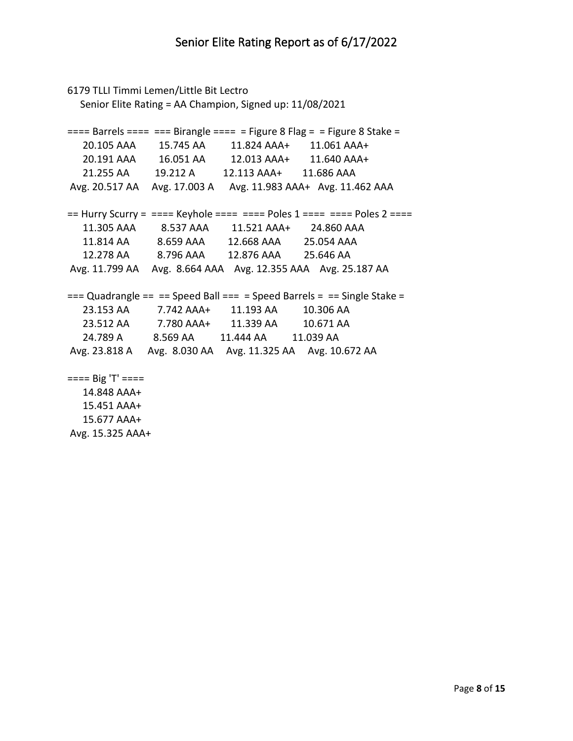# Senior Elite Rating Report as of 6/17/2022

6179 TLLI Timmi Lemen/Little Bit Lectro

Senior Elite Rating = AA Champion, Signed up: 11/08/2021

| ==== Barrels ==== | === Birangle ==== | = Figure 8 Flag = | = Figure 8 Stake = |
|---|---|---|---|
| 20.105 AAA | 15.745 AA | 11.824 AAA+ | 11.061 AAA+ |
| 20.191 AAA | 16.051 AA | 12.013 AAA+ | 11.640 AAA+ |
| 21.255 AA | 19.212 A | 12.113 AAA+ | 11.686 AAA |
| Avg. 20.517 AA | Avg. 17.003 A | Avg. 11.983 AAA+ | Avg. 11.462 AAA |

| == Hurry Scurry = | ==== Keyhole ==== | ==== Poles 1 ==== | ==== Poles 2 ==== |
|---|---|---|---|
| 11.305 AAA | 8.537 AAA | 11.521 AAA+ | 24.860 AAA |
| 11.814 AA | 8.659 AAA | 12.668 AAA | 25.054 AAA |
| 12.278 AA | 8.796 AAA | 12.876 AAA | 25.646 AA |
| Avg. 11.799 AA | Avg. 8.664 AAA | Avg. 12.355 AAA | Avg. 25.187 AA |

| === Quadrangle == | == Speed Ball === | = Speed Barrels = | == Single Stake = |
|---|---|---|---|
| 23.153 AA | 7.742 AAA+ | 11.193 AA | 10.306 AA |
| 23.512 AA | 7.780 AAA+ | 11.339 AA | 10.671 AA |
| 24.789 A | 8.569 AA | 11.444 AA | 11.039 AA |
| Avg. 23.818 A | Avg. 8.030 AA | Avg. 11.325 AA | Avg. 10.672 AA |

| ==== Big 'T' ==== |
|---|
| 14.848 AAA+ |
| 15.451 AAA+ |
| 15.677 AAA+ |
| Avg. 15.325 AAA+ |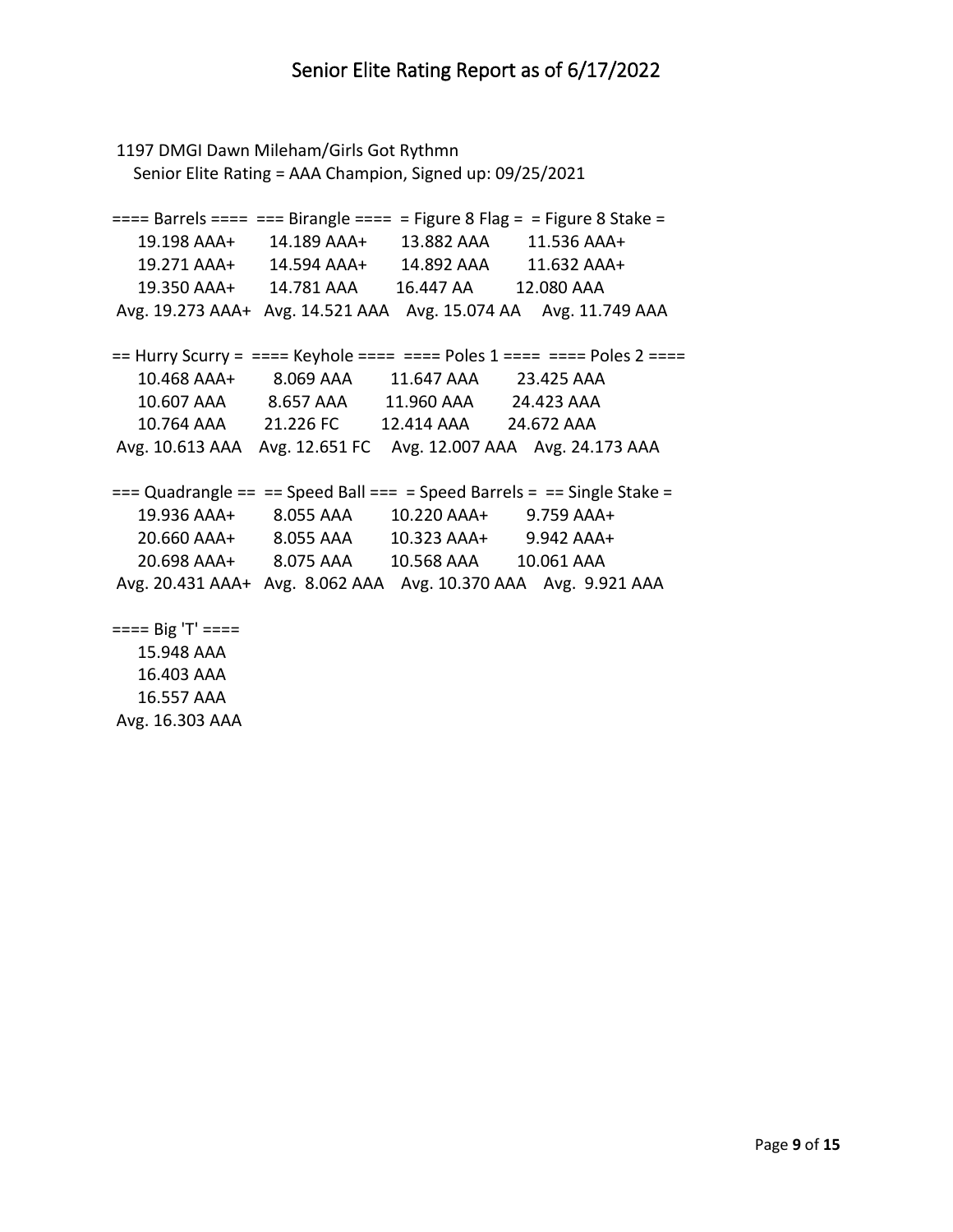# Senior Elite Rating Report as of 6/17/2022

1197 DMGI Dawn Mileham/Girls Got Rythmn
Senior Elite Rating = AAA Champion, Signed up: 09/25/2021

| ==== Barrels ==== | === Birangle ==== | = Figure 8 Flag = | = Figure 8 Stake = |
|---|---|---|---|
| 19.198 AAA+ | 14.189 AAA+ | 13.882 AAA | 11.536 AAA+ |
| 19.271 AAA+ | 14.594 AAA+ | 14.892 AAA | 11.632 AAA+ |
| 19.350 AAA+ | 14.781 AAA | 16.447 AA | 12.080 AAA |
| Avg. 19.273 AAA+ | Avg. 14.521 AAA | Avg. 15.074 AA | Avg. 11.749 AAA |

| == Hurry Scurry = | ==== Keyhole ==== | ==== Poles 1 ==== | ==== Poles 2 ==== |
|---|---|---|---|
| 10.468 AAA+ | 8.069 AAA | 11.647 AAA | 23.425 AAA |
| 10.607 AAA | 8.657 AAA | 11.960 AAA | 24.423 AAA |
| 10.764 AAA | 21.226 FC | 12.414 AAA | 24.672 AAA |
| Avg. 10.613 AAA | Avg. 12.651 FC | Avg. 12.007 AAA | Avg. 24.173 AAA |

| === Quadrangle == | == Speed Ball === | = Speed Barrels = | == Single Stake = |
|---|---|---|---|
| 19.936 AAA+ | 8.055 AAA | 10.220 AAA+ | 9.759 AAA+ |
| 20.660 AAA+ | 8.055 AAA | 10.323 AAA+ | 9.942 AAA+ |
| 20.698 AAA+ | 8.075 AAA | 10.568 AAA | 10.061 AAA |
| Avg. 20.431 AAA+ | Avg. 8.062 AAA | Avg. 10.370 AAA | Avg. 9.921 AAA |

| ==== Big 'T' ==== |
|---|
| 15.948 AAA |
| 16.403 AAA |
| 16.557 AAA |
| Avg. 16.303 AAA |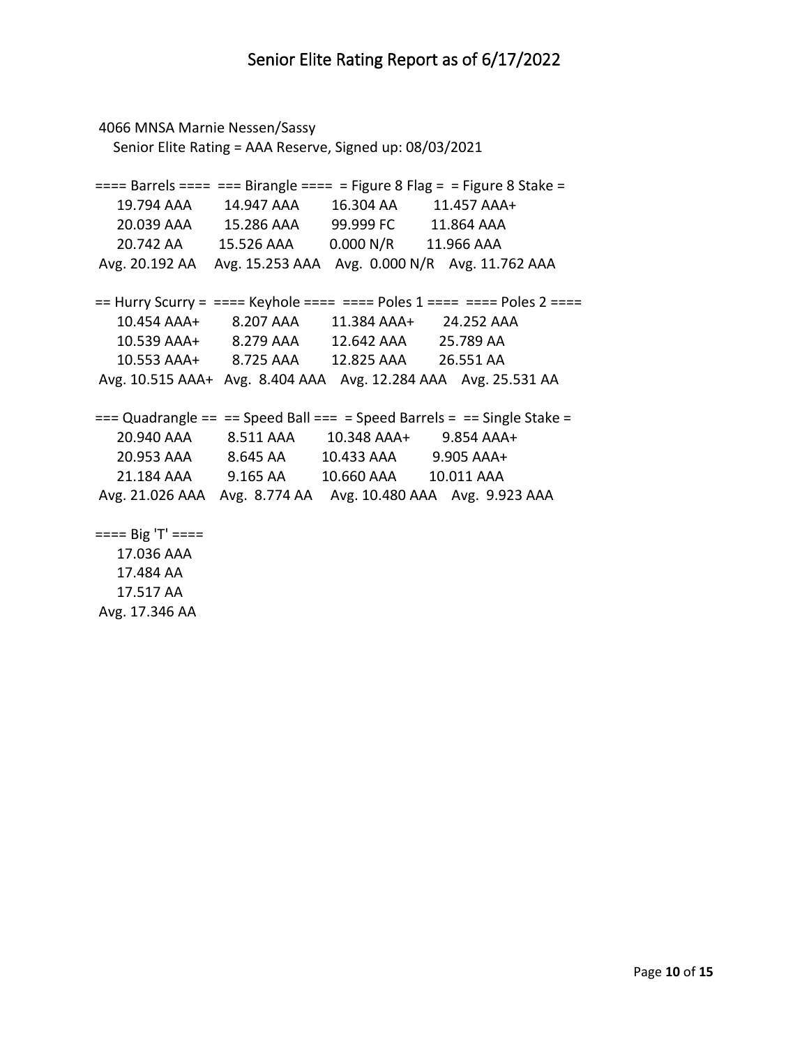# Senior Elite Rating Report as of 6/17/2022

4066 MNSA Marnie Nessen/Sassy

Senior Elite Rating = AAA Reserve, Signed up: 08/03/2021

| ==== Barrels ==== | === Birangle ==== | = Figure 8 Flag = | = Figure 8 Stake = |
|---|---|---|---|
| 19.794 AAA | 14.947 AAA | 16.304 AA | 11.457 AAA+ |
| 20.039 AAA | 15.286 AAA | 99.999 FC | 11.864 AAA |
| 20.742 AA | 15.526 AAA | 0.000 N/R | 11.966 AAA |
| Avg. 20.192 AA | Avg. 15.253 AAA | Avg. 0.000 N/R | Avg. 11.762 AAA |

| == Hurry Scurry = | ==== Keyhole ==== | ==== Poles 1 ==== | ==== Poles 2 ==== |
|---|---|---|---|
| 10.454 AAA+ | 8.207 AAA | 11.384 AAA+ | 24.252 AAA |
| 10.539 AAA+ | 8.279 AAA | 12.642 AAA | 25.789 AA |
| 10.553 AAA+ | 8.725 AAA | 12.825 AAA | 26.551 AA |
| Avg. 10.515 AAA+ | Avg. 8.404 AAA | Avg. 12.284 AAA | Avg. 25.531 AA |

| === Quadrangle == | == Speed Ball === | = Speed Barrels = | == Single Stake = |
|---|---|---|---|
| 20.940 AAA | 8.511 AAA | 10.348 AAA+ | 9.854 AAA+ |
| 20.953 AAA | 8.645 AA | 10.433 AAA | 9.905 AAA+ |
| 21.184 AAA | 9.165 AA | 10.660 AAA | 10.011 AAA |
| Avg. 21.026 AAA | Avg. 8.774 AA | Avg. 10.480 AAA | Avg. 9.923 AAA |

| ==== Big 'T' ==== |
|---|
| 17.036 AAA |
| 17.484 AA |
| 17.517 AA |
| Avg. 17.346 AA |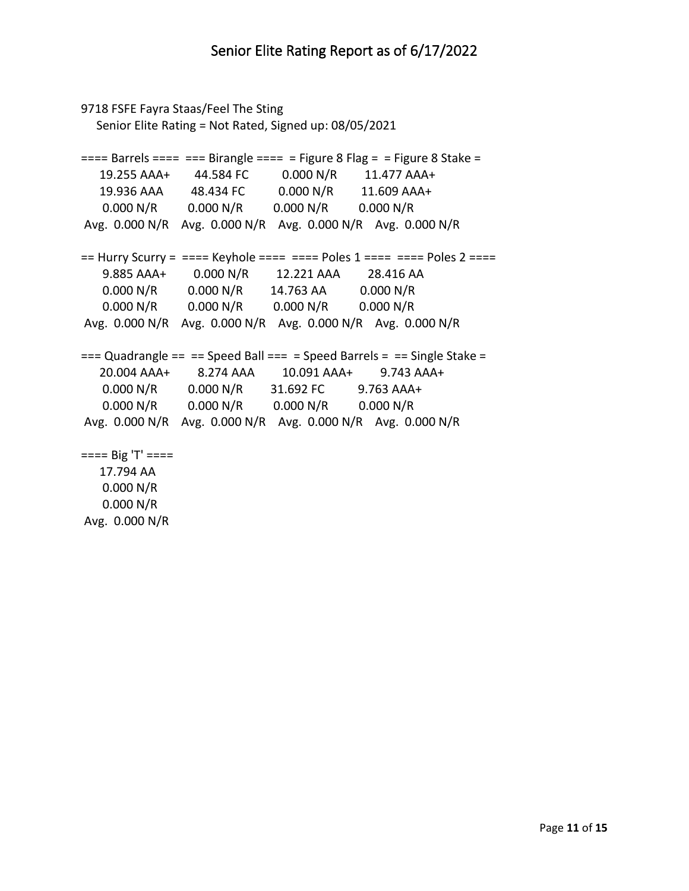# Senior Elite Rating Report as of 6/17/2022

9718 FSFE Fayra Staas/Feel The Sting
Senior Elite Rating = Not Rated, Signed up: 08/05/2021

| ==== Barrels ==== | === Birangle ==== | = Figure 8 Flag = | = Figure 8 Stake = |
|---|---|---|---|
| 19.255 AAA+ | 44.584 FC | 0.000 N/R | 11.477 AAA+ |
| 19.936 AAA | 48.434 FC | 0.000 N/R | 11.609 AAA+ |
| 0.000 N/R | 0.000 N/R | 0.000 N/R | 0.000 N/R |
| Avg. 0.000 N/R | Avg. 0.000 N/R | Avg. 0.000 N/R | Avg. 0.000 N/R |

| == Hurry Scurry = | ==== Keyhole ==== | ==== Poles 1 ==== | ==== Poles 2 ==== |
|---|---|---|---|
| 9.885 AAA+ | 0.000 N/R | 12.221 AAA | 28.416 AA |
| 0.000 N/R | 0.000 N/R | 14.763 AA | 0.000 N/R |
| 0.000 N/R | 0.000 N/R | 0.000 N/R | 0.000 N/R |
| Avg. 0.000 N/R | Avg. 0.000 N/R | Avg. 0.000 N/R | Avg. 0.000 N/R |

| === Quadrangle == | == Speed Ball === | = Speed Barrels = | == Single Stake = |
|---|---|---|---|
| 20.004 AAA+ | 8.274 AAA | 10.091 AAA+ | 9.743 AAA+ |
| 0.000 N/R | 0.000 N/R | 31.692 FC | 9.763 AAA+ |
| 0.000 N/R | 0.000 N/R | 0.000 N/R | 0.000 N/R |
| Avg. 0.000 N/R | Avg. 0.000 N/R | Avg. 0.000 N/R | Avg. 0.000 N/R |

| ==== Big 'T' ==== |
|---|
| 17.794 AA |
| 0.000 N/R |
| 0.000 N/R |
| Avg. 0.000 N/R |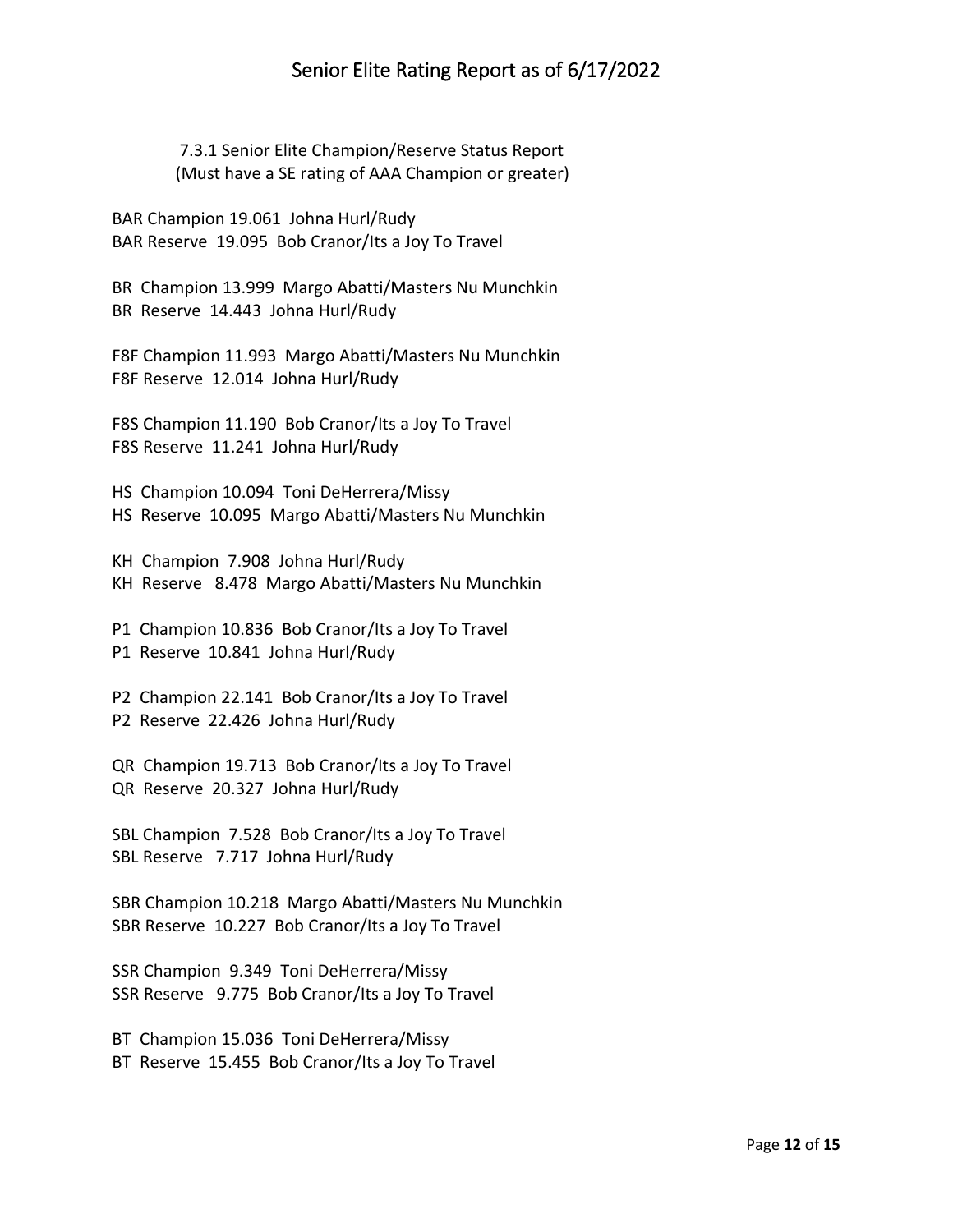# Senior Elite Rating Report as of 6/17/2022

7.3.1 Senior Elite Champion/Reserve Status Report
(Must have a SE rating of AAA Champion or greater)

BAR Champion 19.061 Johna Hurl/Rudy
BAR Reserve 19.095 Bob Cranor/Its a Joy To Travel

BR Champion 13.999 Margo Abatti/Masters Nu Munchkin
BR Reserve 14.443 Johna Hurl/Rudy

F8F Champion 11.993 Margo Abatti/Masters Nu Munchkin
F8F Reserve 12.014 Johna Hurl/Rudy

F8S Champion 11.190 Bob Cranor/Its a Joy To Travel
F8S Reserve 11.241 Johna Hurl/Rudy

HS Champion 10.094 Toni DeHerrera/Missy
HS Reserve 10.095 Margo Abatti/Masters Nu Munchkin

KH Champion 7.908 Johna Hurl/Rudy
KH Reserve 8.478 Margo Abatti/Masters Nu Munchkin

P1 Champion 10.836 Bob Cranor/Its a Joy To Travel
P1 Reserve 10.841 Johna Hurl/Rudy

P2 Champion 22.141 Bob Cranor/Its a Joy To Travel
P2 Reserve 22.426 Johna Hurl/Rudy

QR Champion 19.713 Bob Cranor/Its a Joy To Travel
QR Reserve 20.327 Johna Hurl/Rudy

SBL Champion 7.528 Bob Cranor/Its a Joy To Travel
SBL Reserve 7.717 Johna Hurl/Rudy

SBR Champion 10.218 Margo Abatti/Masters Nu Munchkin
SBR Reserve 10.227 Bob Cranor/Its a Joy To Travel

SSR Champion 9.349 Toni DeHerrera/Missy
SSR Reserve 9.775 Bob Cranor/Its a Joy To Travel

BT Champion 15.036 Toni DeHerrera/Missy
BT Reserve 15.455 Bob Cranor/Its a Joy To Travel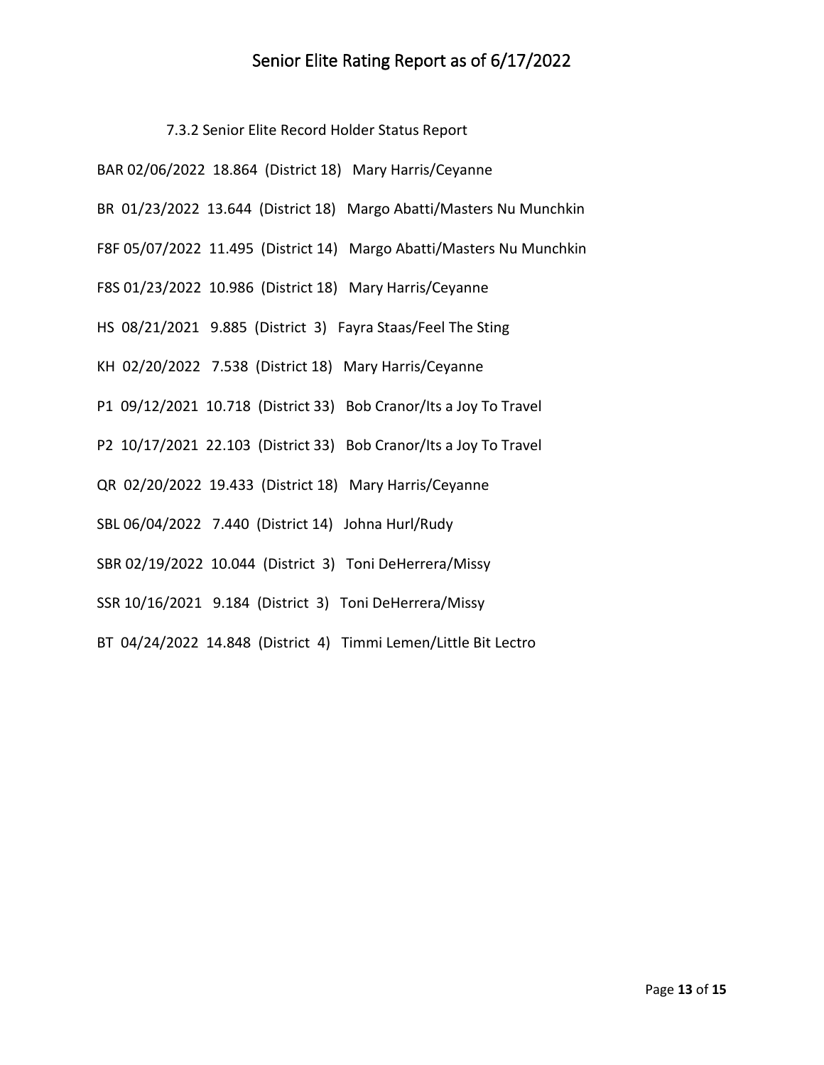# Senior Elite Rating Report as of 6/17/2022

7.3.2 Senior Elite Record Holder Status Report

BAR 02/06/2022 18.864 (District 18) Mary Harris/Ceyanne

BR 01/23/2022 13.644 (District 18) Margo Abatti/Masters Nu Munchkin

F8F 05/07/2022 11.495 (District 14) Margo Abatti/Masters Nu Munchkin

F8S 01/23/2022 10.986 (District 18) Mary Harris/Ceyanne

HS 08/21/2021 9.885 (District 3) Fayra Staas/Feel The Sting

KH 02/20/2022 7.538 (District 18) Mary Harris/Ceyanne

P1 09/12/2021 10.718 (District 33) Bob Cranor/Its a Joy To Travel

P2 10/17/2021 22.103 (District 33) Bob Cranor/Its a Joy To Travel

QR 02/20/2022 19.433 (District 18) Mary Harris/Ceyanne

SBL 06/04/2022 7.440 (District 14) Johna Hurl/Rudy

SBR 02/19/2022 10.044 (District 3) Toni DeHerrera/Missy

SSR 10/16/2021 9.184 (District 3) Toni DeHerrera/Missy

BT 04/24/2022 14.848 (District 4) Timmi Lemen/Little Bit Lectro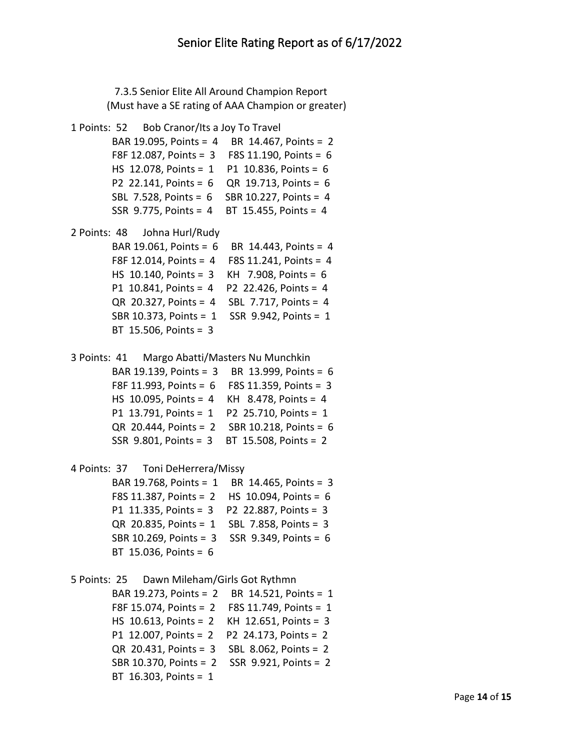# Senior Elite Rating Report as of 6/17/2022

7.3.5 Senior Elite All Around Champion Report
(Must have a SE rating of AAA Champion or greater)

1 Points: 52 Bob Cranor/Its a Joy To Travel
BAR 19.095, Points = 4 BR 14.467, Points = 2
F8F 12.087, Points = 3 F8S 11.190, Points = 6
HS 12.078, Points = 1 P1 10.836, Points = 6
P2 22.141, Points = 6 QR 19.713, Points = 6
SBL 7.528, Points = 6 SBR 10.227, Points = 4
SSR 9.775, Points = 4 BT 15.455, Points = 4

2 Points: 48 Johna Hurl/Rudy
BAR 19.061, Points = 6 BR 14.443, Points = 4
F8F 12.014, Points = 4 F8S 11.241, Points = 4
HS 10.140, Points = 3 KH 7.908, Points = 6
P1 10.841, Points = 4 P2 22.426, Points = 4
QR 20.327, Points = 4 SBL 7.717, Points = 4
SBR 10.373, Points = 1 SSR 9.942, Points = 1
BT 15.506, Points = 3

3 Points: 41 Margo Abatti/Masters Nu Munchkin
BAR 19.139, Points = 3 BR 13.999, Points = 6
F8F 11.993, Points = 6 F8S 11.359, Points = 3
HS 10.095, Points = 4 KH 8.478, Points = 4
P1 13.791, Points = 1 P2 25.710, Points = 1
QR 20.444, Points = 2 SBR 10.218, Points = 6
SSR 9.801, Points = 3 BT 15.508, Points = 2

4 Points: 37 Toni DeHerrera/Missy
BAR 19.768, Points = 1 BR 14.465, Points = 3
F8S 11.387, Points = 2 HS 10.094, Points = 6
P1 11.335, Points = 3 P2 22.887, Points = 3
QR 20.835, Points = 1 SBL 7.858, Points = 3
SBR 10.269, Points = 3 SSR 9.349, Points = 6
BT 15.036, Points = 6

5 Points: 25 Dawn Mileham/Girls Got Rythmn
BAR 19.273, Points = 2 BR 14.521, Points = 1
F8F 15.074, Points = 2 F8S 11.749, Points = 1
HS 10.613, Points = 2 KH 12.651, Points = 3
P1 12.007, Points = 2 P2 24.173, Points = 2
QR 20.431, Points = 3 SBL 8.062, Points = 2
SBR 10.370, Points = 2 SSR 9.921, Points = 2
BT 16.303, Points = 1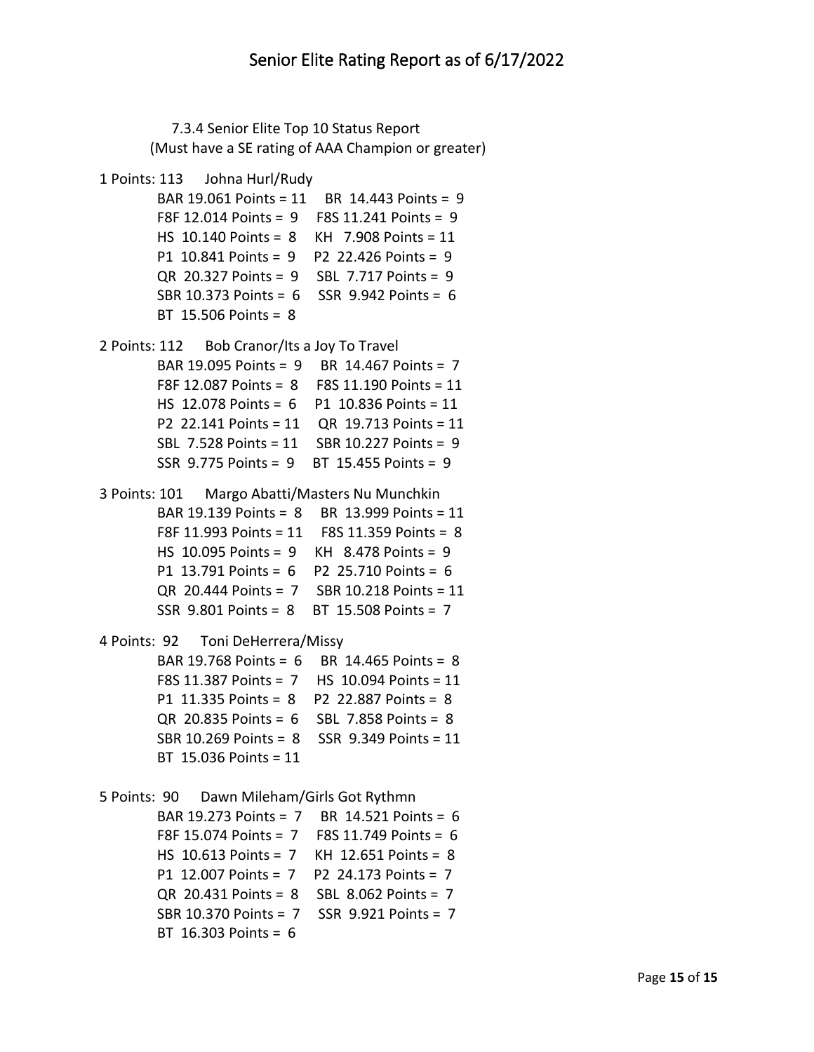7.3.4 Senior Elite Top 10 Status Report
(Must have a SE rating of AAA Champion or greater)

1 Points: 113 Johna Hurl/Rudy

BAR 19.061 Points = 11 BR 14.443 Points = 9
F8F 12.014 Points = 9 F8S 11.241 Points = 9
HS 10.140 Points = 8 KH 7.908 Points = 11
P1 10.841 Points = 9 P2 22.426 Points = 9
QR 20.327 Points = 9 SBL 7.717 Points = 9
SBR 10.373 Points = 6 SSR 9.942 Points = 6
BT 15.506 Points = 8

2 Points: 112 Bob Cranor/Its a Joy To Travel

BAR 19.095 Points = 9 BR 14.467 Points = 7
F8F 12.087 Points = 8 F8S 11.190 Points = 11
HS 12.078 Points = 6 P1 10.836 Points = 11
P2 22.141 Points = 11 QR 19.713 Points = 11
SBL 7.528 Points = 11 SBR 10.227 Points = 9
SSR 9.775 Points = 9 BT 15.455 Points = 9

3 Points: 101 Margo Abatti/Masters Nu Munchkin

BAR 19.139 Points = 8 BR 13.999 Points = 11
F8F 11.993 Points = 11 F8S 11.359 Points = 8
HS 10.095 Points = 9 KH 8.478 Points = 9
P1 13.791 Points = 6 P2 25.710 Points = 6
QR 20.444 Points = 7 SBR 10.218 Points = 11
SSR 9.801 Points = 8 BT 15.508 Points = 7

4 Points: 92 Toni DeHerrera/Missy

BAR 19.768 Points = 6 BR 14.465 Points = 8
F8S 11.387 Points = 7 HS 10.094 Points = 11
P1 11.335 Points = 8 P2 22.887 Points = 8
QR 20.835 Points = 6 SBL 7.858 Points = 8
SBR 10.269 Points = 8 SSR 9.349 Points = 11
BT 15.036 Points = 11

5 Points: 90 Dawn Mileham/Girls Got Rythmn

BAR 19.273 Points = 7 BR 14.521 Points = 6
F8F 15.074 Points = 7 F8S 11.749 Points = 6
HS 10.613 Points = 7 KH 12.651 Points = 8
P1 12.007 Points = 7 P2 24.173 Points = 7
QR 20.431 Points = 8 SBL 8.062 Points = 7
SBR 10.370 Points = 7 SSR 9.921 Points = 7
BT 16.303 Points = 6